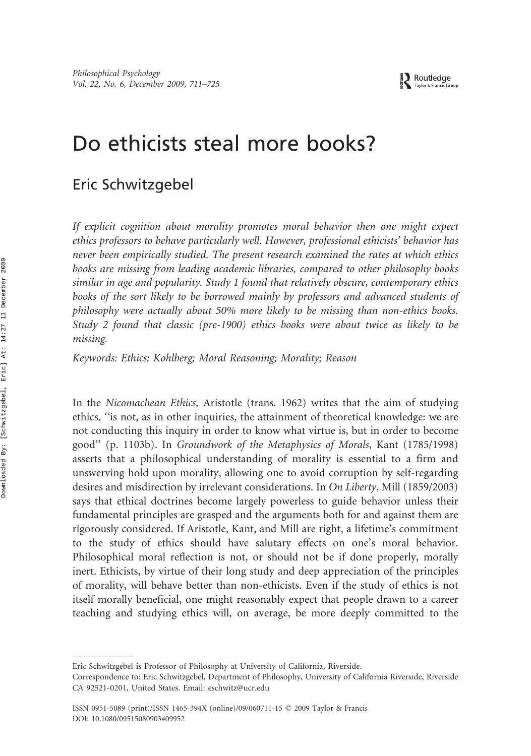# Do ethicists steal more books?

## Eric Schwitzgebel

*If explicit cognition about morality promotes moral behavior then one might expect ethics professors to behave particularly well. However, professional ethicists' behavior has never been empirically studied. The present research examined the rates at which ethics books are missing from leading academic libraries, compared to other philosophy books similar in age and popularity. Study 1 found that relatively obscure, contemporary ethics books of the sort likely to be borrowed mainly by professors and advanced students of philosophy were actually about 50% more likely to be missing than non-ethics books. Study 2 found that classic (pre-1900) ethics books were about twice as likely to be missing.*

*Keywords: Ethics; Kohlberg; Moral Reasoning; Morality; Reason*

In the *Nicomachean Ethics,* Aristotle (trans. 1962) writes that the aim of studying ethics, "is not, as in other inquiries, the attainment of theoretical knowledge: we are not conducting this inquiry in order to know what virtue is, but in order to become good" (p. 1103b). In *Groundwork of the Metaphysics of Morals*, Kant (1785/1998) asserts that a philosophical understanding of morality is essential to a firm and unswerving hold upon morality, allowing one to avoid corruption by self-regarding desires and misdirection by irrelevant considerations. In *On Liberty*, Mill (1859/2003) says that ethical doctrines become largely powerless to guide behavior unless their fundamental principles are grasped and the arguments both for and against them are rigorously considered. If Aristotle, Kant, and Mill are right, a lifetime's commitment to the study of ethics should have salutary effects on one's moral behavior. Philosophical moral reflection is not, or should not be if done properly, morally inert. Ethicists, by virtue of their long study and deep appreciation of the principles of morality, will behave better than non-ethicists. Even if the study of ethics is not itself morally beneficial, one might reasonably expect that people drawn to a career teaching and studying ethics will, on average, be more deeply committed to the

---

Eric Schwitzgebel is Professor of Philosophy at University of California, Riverside.

Correspondence to: Eric Schwitzgebel, Department of Philosophy, University of California Riverside, Riverside CA 92521-0201, United States. Email: eschwitz@ucr.edu

ISSN 0951-5089 (print)/ISSN 1465-394X (online)/09/060711-15 © 2009 Taylor & Francis
DOI: 10.1080/09515080903409952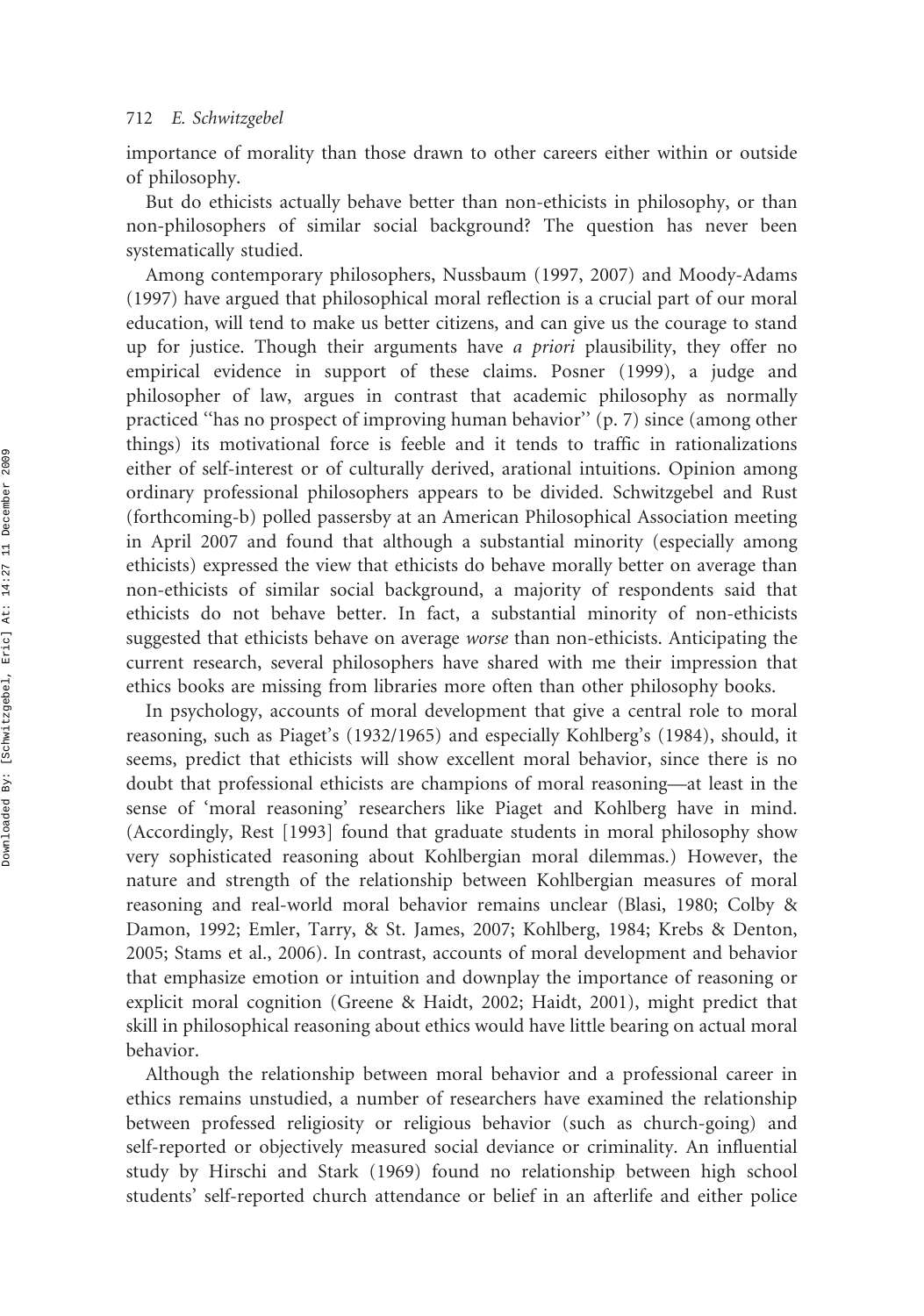importance of morality than those drawn to other careers either within or outside of philosophy.

But do ethicists actually behave better than non-ethicists in philosophy, or than non-philosophers of similar social background? The question has never been systematically studied.

Among contemporary philosophers, Nussbaum (1997, 2007) and Moody-Adams (1997) have argued that philosophical moral reflection is a crucial part of our moral education, will tend to make us better citizens, and can give us the courage to stand up for justice. Though their arguments have *a priori* plausibility, they offer no empirical evidence in support of these claims. Posner (1999), a judge and philosopher of law, argues in contrast that academic philosophy as normally practiced ''has no prospect of improving human behavior'' (p. 7) since (among other things) its motivational force is feeble and it tends to traffic in rationalizations either of self-interest or of culturally derived, arational intuitions. Opinion among ordinary professional philosophers appears to be divided. Schwitzgebel and Rust (forthcoming-b) polled passersby at an American Philosophical Association meeting in April 2007 and found that although a substantial minority (especially among ethicists) expressed the view that ethicists do behave morally better on average than non-ethicists of similar social background, a majority of respondents said that ethicists do not behave better. In fact, a substantial minority of non-ethicists suggested that ethicists behave on average *worse* than non-ethicists. Anticipating the current research, several philosophers have shared with me their impression that ethics books are missing from libraries more often than other philosophy books.

In psychology, accounts of moral development that give a central role to moral reasoning, such as Piaget's (1932/1965) and especially Kohlberg's (1984), should, it seems, predict that ethicists will show excellent moral behavior, since there is no doubt that professional ethicists are champions of moral reasoning—at least in the sense of 'moral reasoning' researchers like Piaget and Kohlberg have in mind. (Accordingly, Rest [1993] found that graduate students in moral philosophy show very sophisticated reasoning about Kohlbergian moral dilemmas.) However, the nature and strength of the relationship between Kohlbergian measures of moral reasoning and real-world moral behavior remains unclear (Blasi, 1980; Colby & Damon, 1992; Emler, Tarry, & St. James, 2007; Kohlberg, 1984; Krebs & Denton, 2005; Stams et al., 2006). In contrast, accounts of moral development and behavior that emphasize emotion or intuition and downplay the importance of reasoning or explicit moral cognition (Greene & Haidt, 2002; Haidt, 2001), might predict that skill in philosophical reasoning about ethics would have little bearing on actual moral behavior.

Although the relationship between moral behavior and a professional career in ethics remains unstudied, a number of researchers have examined the relationship between professed religiosity or religious behavior (such as church-going) and self-reported or objectively measured social deviance or criminality. An influential study by Hirschi and Stark (1969) found no relationship between high school students' self-reported church attendance or belief in an afterlife and either police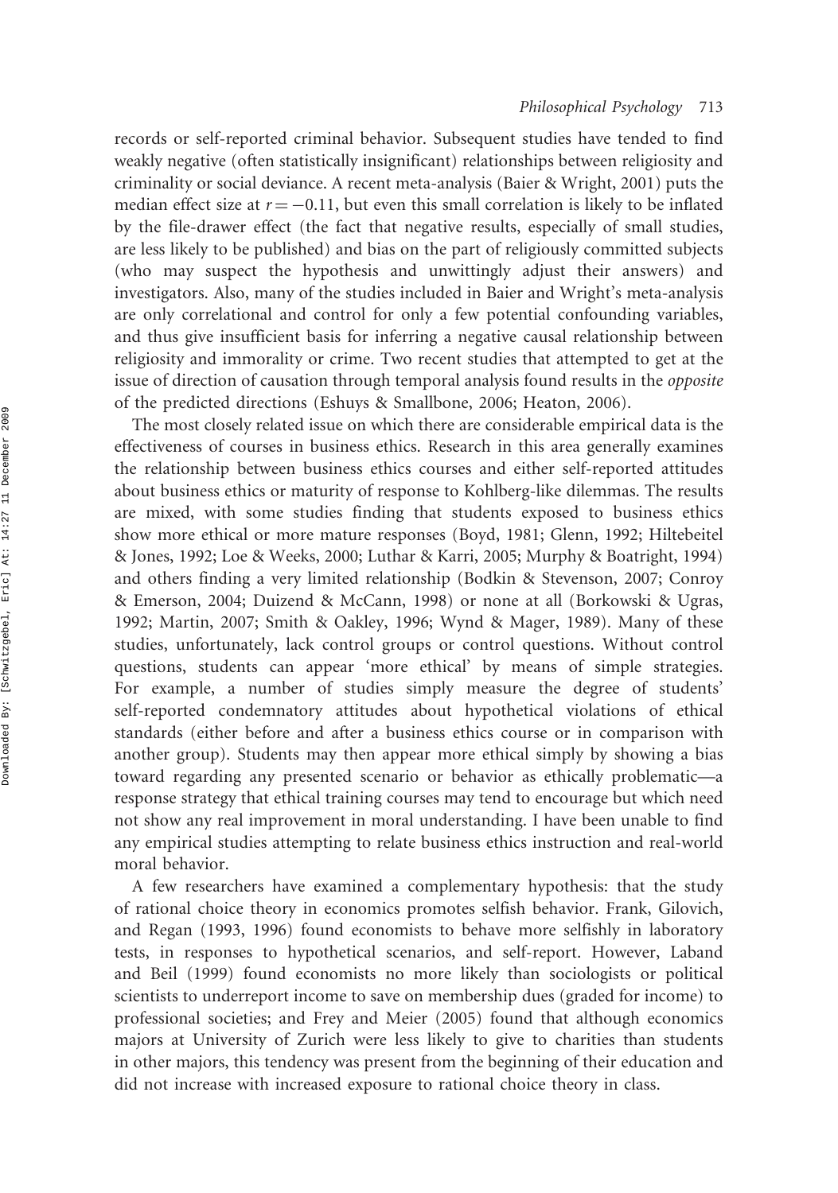records or self-reported criminal behavior. Subsequent studies have tended to find weakly negative (often statistically insignificant) relationships between religiosity and criminality or social deviance. A recent meta-analysis (Baier & Wright, 2001) puts the median effect size at $r = -0.11$, but even this small correlation is likely to be inflated by the file-drawer effect (the fact that negative results, especially of small studies, are less likely to be published) and bias on the part of religiously committed subjects (who may suspect the hypothesis and unwittingly adjust their answers) and investigators. Also, many of the studies included in Baier and Wright's meta-analysis are only correlational and control for only a few potential confounding variables, and thus give insufficient basis for inferring a negative causal relationship between religiosity and immorality or crime. Two recent studies that attempted to get at the issue of direction of causation through temporal analysis found results in the *opposite* of the predicted directions (Eshuys & Smallbone, 2006; Heaton, 2006).

The most closely related issue on which there are considerable empirical data is the effectiveness of courses in business ethics. Research in this area generally examines the relationship between business ethics courses and either self-reported attitudes about business ethics or maturity of response to Kohlberg-like dilemmas. The results are mixed, with some studies finding that students exposed to business ethics show more ethical or more mature responses (Boyd, 1981; Glenn, 1992; Hiltebeitel & Jones, 1992; Loe & Weeks, 2000; Luthar & Karri, 2005; Murphy & Boatright, 1994) and others finding a very limited relationship (Bodkin & Stevenson, 2007; Conroy & Emerson, 2004; Duizend & McCann, 1998) or none at all (Borkowski & Ugras, 1992; Martin, 2007; Smith & Oakley, 1996; Wynd & Mager, 1989). Many of these studies, unfortunately, lack control groups or control questions. Without control questions, students can appear 'more ethical' by means of simple strategies. For example, a number of studies simply measure the degree of students' self-reported condemnatory attitudes about hypothetical violations of ethical standards (either before and after a business ethics course or in comparison with another group). Students may then appear more ethical simply by showing a bias toward regarding any presented scenario or behavior as ethically problematic—a response strategy that ethical training courses may tend to encourage but which need not show any real improvement in moral understanding. I have been unable to find any empirical studies attempting to relate business ethics instruction and real-world moral behavior.

A few researchers have examined a complementary hypothesis: that the study of rational choice theory in economics promotes selfish behavior. Frank, Gilovich, and Regan (1993, 1996) found economists to behave more selfishly in laboratory tests, in responses to hypothetical scenarios, and self-report. However, Laband and Beil (1999) found economists no more likely than sociologists or political scientists to underreport income to save on membership dues (graded for income) to professional societies; and Frey and Meier (2005) found that although economics majors at University of Zurich were less likely to give to charities than students in other majors, this tendency was present from the beginning of their education and did not increase with increased exposure to rational choice theory in class.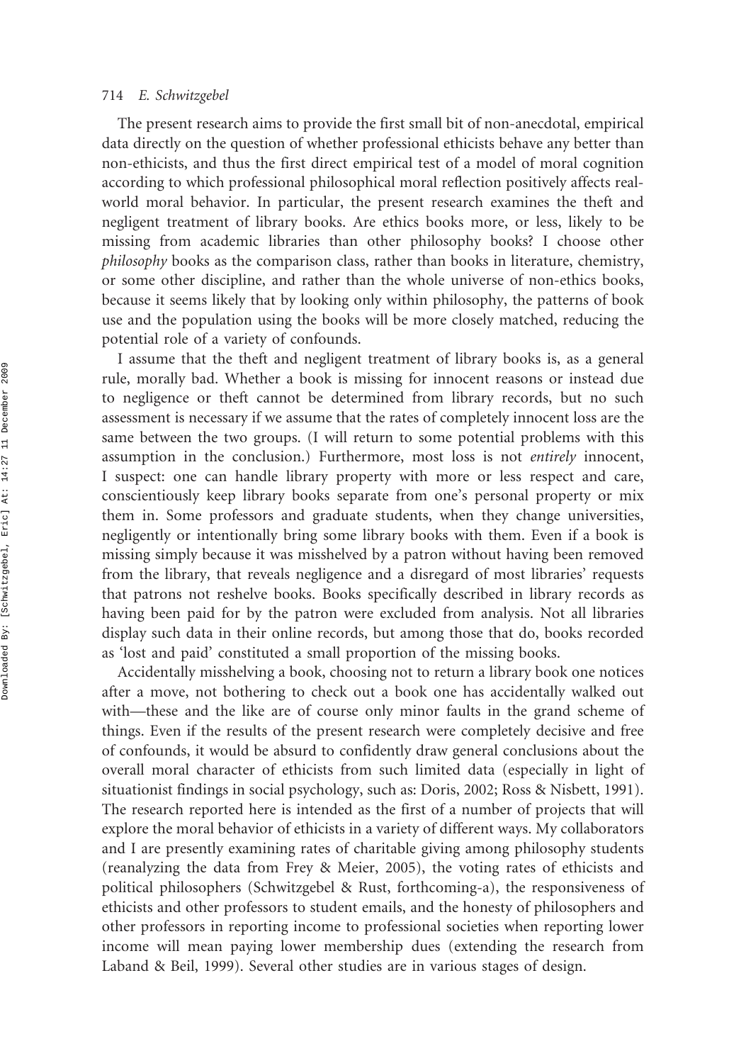The present research aims to provide the first small bit of non-anecdotal, empirical data directly on the question of whether professional ethicists behave any better than non-ethicists, and thus the first direct empirical test of a model of moral cognition according to which professional philosophical moral reflection positively affects real-world moral behavior. In particular, the present research examines the theft and negligent treatment of library books. Are ethics books more, or less, likely to be missing from academic libraries than other philosophy books? I choose other *philosophy* books as the comparison class, rather than books in literature, chemistry, or some other discipline, and rather than the whole universe of non-ethics books, because it seems likely that by looking only within philosophy, the patterns of book use and the population using the books will be more closely matched, reducing the potential role of a variety of confounds.

I assume that the theft and negligent treatment of library books is, as a general rule, morally bad. Whether a book is missing for innocent reasons or instead due to negligence or theft cannot be determined from library records, but no such assessment is necessary if we assume that the rates of completely innocent loss are the same between the two groups. (I will return to some potential problems with this assumption in the conclusion.) Furthermore, most loss is not *entirely* innocent, I suspect: one can handle library property with more or less respect and care, conscientiously keep library books separate from one's personal property or mix them in. Some professors and graduate students, when they change universities, negligently or intentionally bring some library books with them. Even if a book is missing simply because it was misshelved by a patron without having been removed from the library, that reveals negligence and a disregard of most libraries' requests that patrons not reshelve books. Books specifically described in library records as having been paid for by the patron were excluded from analysis. Not all libraries display such data in their online records, but among those that do, books recorded as 'lost and paid' constituted a small proportion of the missing books.

Accidentally misshelving a book, choosing not to return a library book one notices after a move, not bothering to check out a book one has accidentally walked out with—these and the like are of course only minor faults in the grand scheme of things. Even if the results of the present research were completely decisive and free of confounds, it would be absurd to confidently draw general conclusions about the overall moral character of ethicists from such limited data (especially in light of situationist findings in social psychology, such as: Doris, 2002; Ross & Nisbett, 1991). The research reported here is intended as the first of a number of projects that will explore the moral behavior of ethicists in a variety of different ways. My collaborators and I are presently examining rates of charitable giving among philosophy students (reanalyzing the data from Frey & Meier, 2005), the voting rates of ethicists and political philosophers (Schwitzgebel & Rust, forthcoming-a), the responsiveness of ethicists and other professors to student emails, and the honesty of philosophers and other professors in reporting income to professional societies when reporting lower income will mean paying lower membership dues (extending the research from Laband & Beil, 1999). Several other studies are in various stages of design.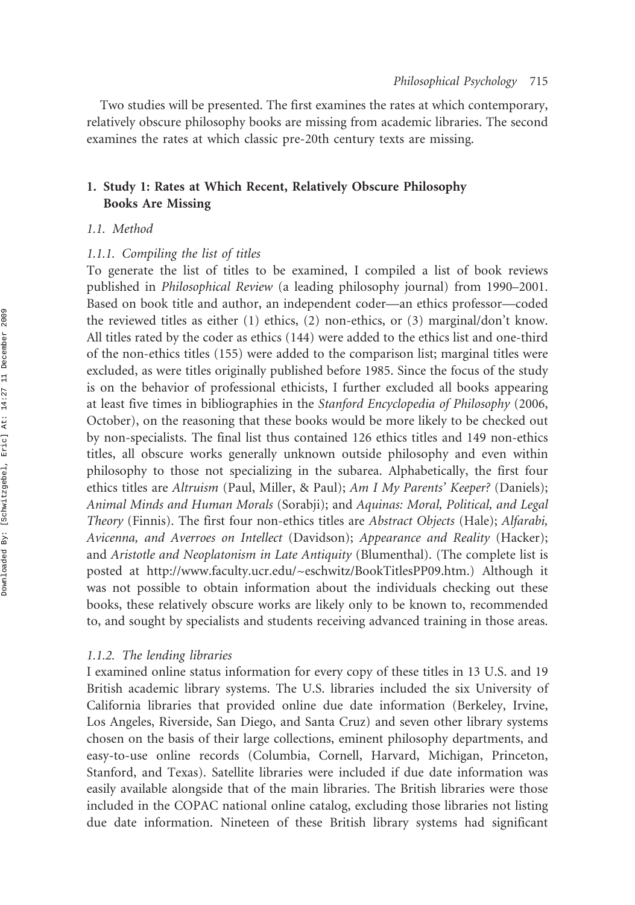Two studies will be presented. The first examines the rates at which contemporary, relatively obscure philosophy books are missing from academic libraries. The second examines the rates at which classic pre-20th century texts are missing.

## 1. Study 1: Rates at Which Recent, Relatively Obscure Philosophy Books Are Missing

### 1.1. Method

#### 1.1.1. Compiling the list of titles

To generate the list of titles to be examined, I compiled a list of book reviews published in *Philosophical Review* (a leading philosophy journal) from 1990–2001. Based on book title and author, an independent coder—an ethics professor—coded the reviewed titles as either (1) ethics, (2) non-ethics, or (3) marginal/don't know. All titles rated by the coder as ethics (144) were added to the ethics list and one-third of the non-ethics titles (155) were added to the comparison list; marginal titles were excluded, as were titles originally published before 1985. Since the focus of the study is on the behavior of professional ethicists, I further excluded all books appearing at least five times in bibliographies in the *Stanford Encyclopedia of Philosophy* (2006, October), on the reasoning that these books would be more likely to be checked out by non-specialists. The final list thus contained 126 ethics titles and 149 non-ethics titles, all obscure works generally unknown outside philosophy and even within philosophy to those not specializing in the subarea. Alphabetically, the first four ethics titles are *Altruism* (Paul, Miller, & Paul); *Am I My Parents' Keeper?* (Daniels); *Animal Minds and Human Morals* (Sorabji); and *Aquinas: Moral, Political, and Legal Theory* (Finnis). The first four non-ethics titles are *Abstract Objects* (Hale); *Alfarabi, Avicenna, and Averroes on Intellect* (Davidson); *Appearance and Reality* (Hacker); and *Aristotle and Neoplatonism in Late Antiquity* (Blumenthal). (The complete list is posted at http://www.faculty.ucr.edu/~eschwitz/BookTitlesPP09.htm.) Although it was not possible to obtain information about the individuals checking out these books, these relatively obscure works are likely only to be known to, recommended to, and sought by specialists and students receiving advanced training in those areas.

#### 1.1.2. The lending libraries

I examined online status information for every copy of these titles in 13 U.S. and 19 British academic library systems. The U.S. libraries included the six University of California libraries that provided online due date information (Berkeley, Irvine, Los Angeles, Riverside, San Diego, and Santa Cruz) and seven other library systems chosen on the basis of their large collections, eminent philosophy departments, and easy-to-use online records (Columbia, Cornell, Harvard, Michigan, Princeton, Stanford, and Texas). Satellite libraries were included if due date information was easily available alongside that of the main libraries. The British libraries were those included in the COPAC national online catalog, excluding those libraries not listing due date information. Nineteen of these British library systems had significant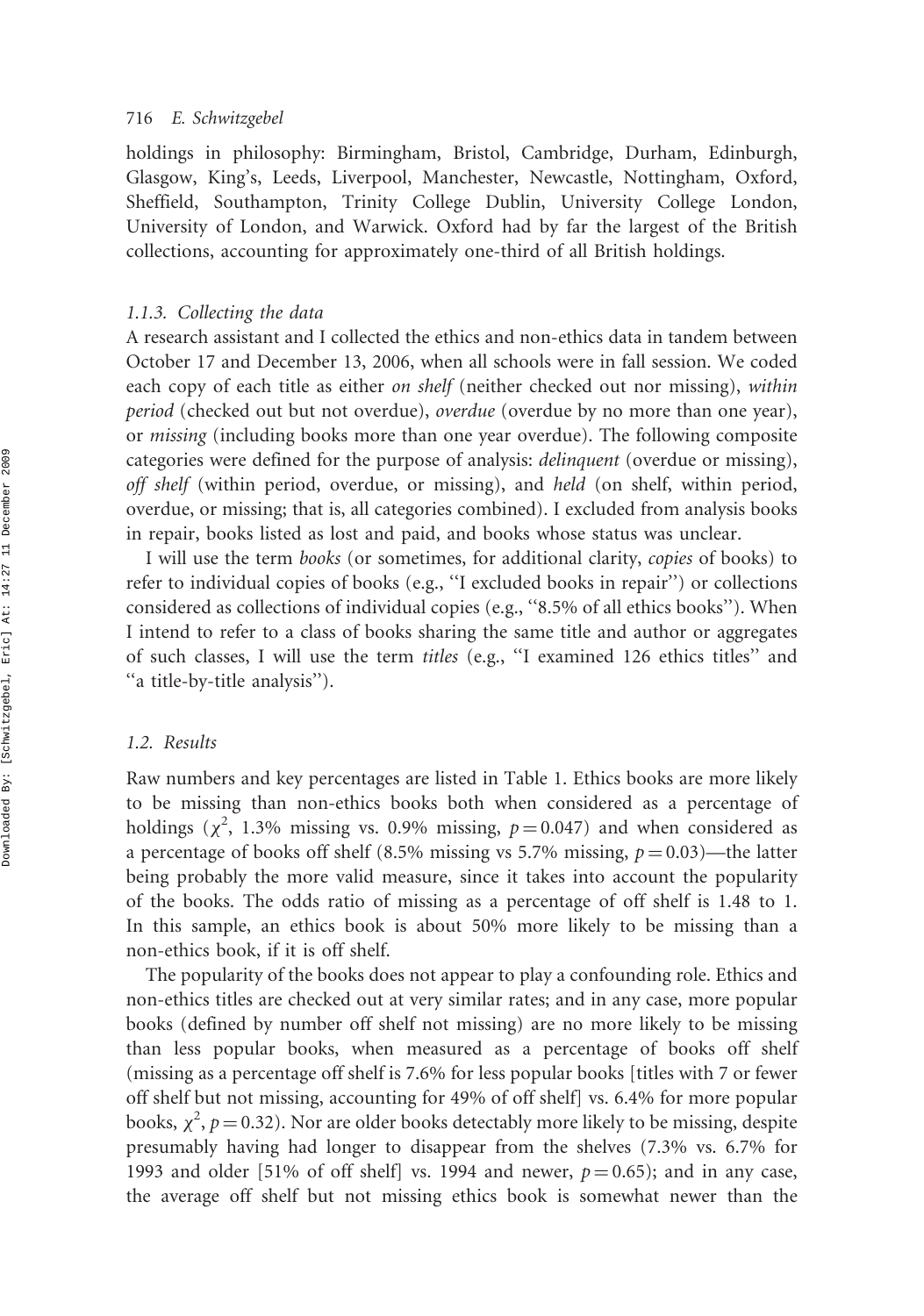holdings in philosophy: Birmingham, Bristol, Cambridge, Durham, Edinburgh, Glasgow, King's, Leeds, Liverpool, Manchester, Newcastle, Nottingham, Oxford, Sheffield, Southampton, Trinity College Dublin, University College London, University of London, and Warwick. Oxford had by far the largest of the British collections, accounting for approximately one-third of all British holdings.

### *1.1.3. Collecting the data*

A research assistant and I collected the ethics and non-ethics data in tandem between October 17 and December 13, 2006, when all schools were in fall session. We coded each copy of each title as either *on shelf* (neither checked out nor missing), *within period* (checked out but not overdue), *overdue* (overdue by no more than one year), or *missing* (including books more than one year overdue). The following composite categories were defined for the purpose of analysis: *delinquent* (overdue or missing), *off shelf* (within period, overdue, or missing), and *held* (on shelf, within period, overdue, or missing; that is, all categories combined). I excluded from analysis books in repair, books listed as lost and paid, and books whose status was unclear.

I will use the term *books* (or sometimes, for additional clarity, *copies* of books) to refer to individual copies of books (e.g., ''I excluded books in repair'') or collections considered as collections of individual copies (e.g., ''8.5% of all ethics books''). When I intend to refer to a class of books sharing the same title and author or aggregates of such classes, I will use the term *titles* (e.g., ''I examined 126 ethics titles'' and ''a title-by-title analysis'').

## *1.2. Results*

Raw numbers and key percentages are listed in Table 1. Ethics books are more likely to be missing than non-ethics books both when considered as a percentage of holdings ($\chi^2$, 1.3% missing vs. 0.9% missing, $p = 0.047$) and when considered as a percentage of books off shelf (8.5% missing vs 5.7% missing, $p = 0.03$)—the latter being probably the more valid measure, since it takes into account the popularity of the books. The odds ratio of missing as a percentage of off shelf is 1.48 to 1. In this sample, an ethics book is about 50% more likely to be missing than a non-ethics book, if it is off shelf.

The popularity of the books does not appear to play a confounding role. Ethics and non-ethics titles are checked out at very similar rates; and in any case, more popular books (defined by number off shelf not missing) are no more likely to be missing than less popular books, when measured as a percentage of books off shelf (missing as a percentage off shelf is 7.6% for less popular books [titles with 7 or fewer off shelf but not missing, accounting for 49% of off shelf] vs. 6.4% for more popular books, $\chi^2$, $p = 0.32$). Nor are older books detectably more likely to be missing, despite presumably having had longer to disappear from the shelves (7.3% vs. 6.7% for 1993 and older [51% of off shelf] vs. 1994 and newer, $p = 0.65$); and in any case, the average off shelf but not missing ethics book is somewhat newer than the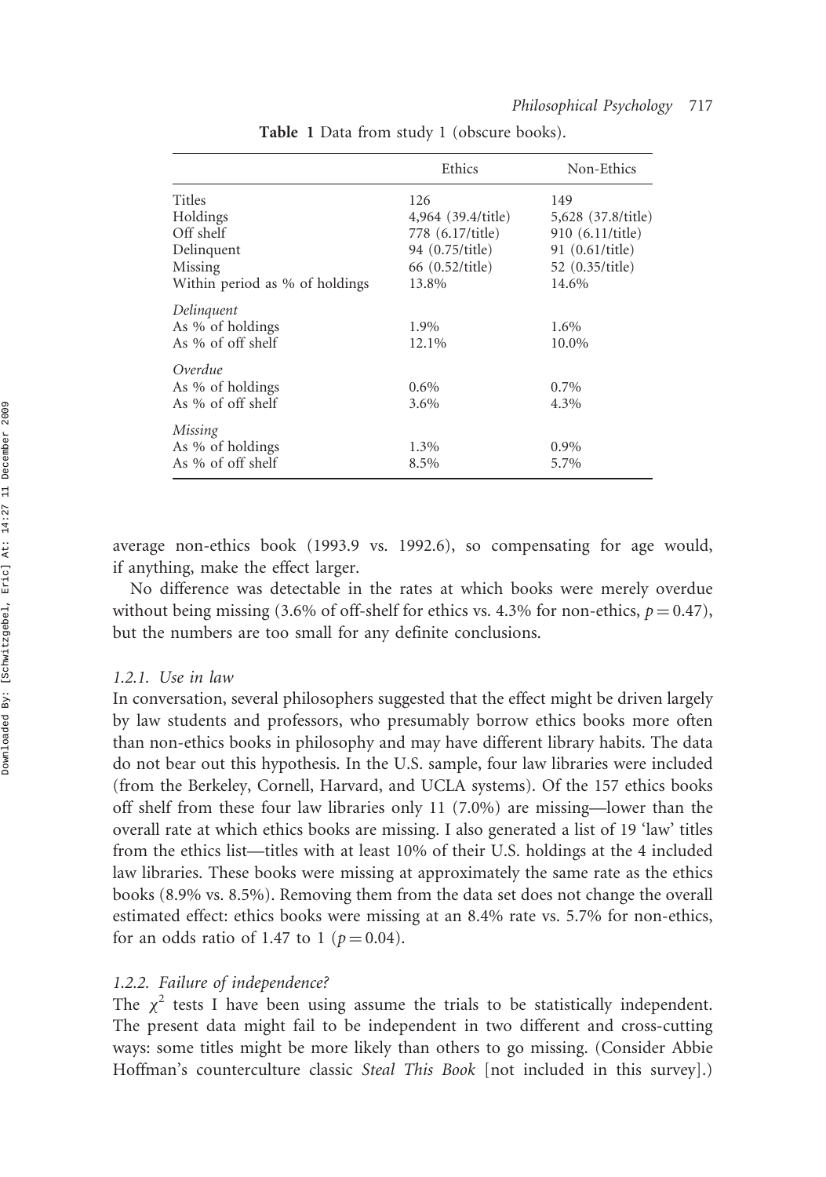Table 1 Data from study 1 (obscure books).

| | Ethics | Non-Ethics |
|---|---|---|
| Titles | 126 | 149 |
| Holdings | 4,964 (39.4/title) | 5,628 (37.8/title) |
| Off shelf | 778 (6.17/title) | 910 (6.11/title) |
| Delinquent | 94 (0.75/title) | 91 (0.61/title) |
| Missing | 66 (0.52/title) | 52 (0.35/title) |
| Within period as % of holdings | 13.8% | 14.6% |
| *Delinquent* | | |
| As % of holdings | 1.9% | 1.6% |
| As % of off shelf | 12.1% | 10.0% |
| *Overdue* | | |
| As % of holdings | 0.6% | 0.7% |
| As % of off shelf | 3.6% | 4.3% |
| *Missing* | | |
| As % of holdings | 1.3% | 0.9% |
| As % of off shelf | 8.5% | 5.7% |

average non-ethics book (1993.9 vs. 1992.6), so compensating for age would, if anything, make the effect larger.

No difference was detectable in the rates at which books were merely overdue without being missing (3.6% of off-shelf for ethics vs. 4.3% for non-ethics, $p = 0.47$), but the numbers are too small for any definite conclusions.

### *1.2.1. Use in law*

In conversation, several philosophers suggested that the effect might be driven largely by law students and professors, who presumably borrow ethics books more often than non-ethics books in philosophy and may have different library habits. The data do not bear out this hypothesis. In the U.S. sample, four law libraries were included (from the Berkeley, Cornell, Harvard, and UCLA systems). Of the 157 ethics books off shelf from these four law libraries only 11 (7.0%) are missing—lower than the overall rate at which ethics books are missing. I also generated a list of 19 'law' titles from the ethics list—titles with at least 10% of their U.S. holdings at the 4 included law libraries. These books were missing at approximately the same rate as the ethics books (8.9% vs. 8.5%). Removing them from the data set does not change the overall estimated effect: ethics books were missing at an 8.4% rate vs. 5.7% for non-ethics, for an odds ratio of 1.47 to 1 ($p = 0.04$).

### *1.2.2. Failure of independence?*

The $\chi^2$ tests I have been using assume the trials to be statistically independent. The present data might fail to be independent in two different and cross-cutting ways: some titles might be more likely than others to go missing. (Consider Abbie Hoffman's counterculture classic *Steal This Book* [not included in this survey].)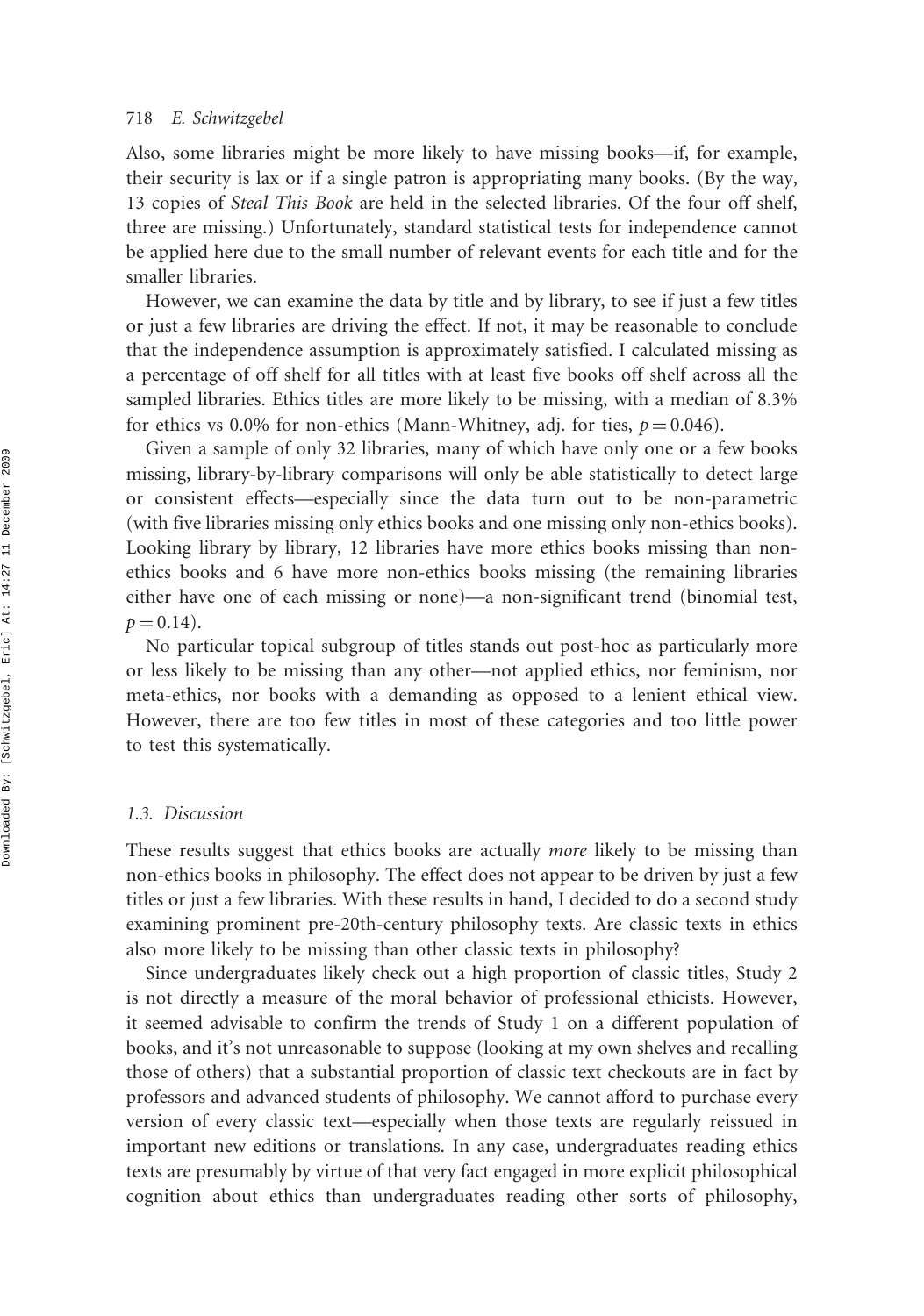Also, some libraries might be more likely to have missing books—if, for example, their security is lax or if a single patron is appropriating many books. (By the way, 13 copies of *Steal This Book* are held in the selected libraries. Of the four off shelf, three are missing.) Unfortunately, standard statistical tests for independence cannot be applied here due to the small number of relevant events for each title and for the smaller libraries.

However, we can examine the data by title and by library, to see if just a few titles or just a few libraries are driving the effect. If not, it may be reasonable to conclude that the independence assumption is approximately satisfied. I calculated missing as a percentage of off shelf for all titles with at least five books off shelf across all the sampled libraries. Ethics titles are more likely to be missing, with a median of 8.3% for ethics vs 0.0% for non-ethics (Mann-Whitney, adj. for ties, $p = 0.046$).

Given a sample of only 32 libraries, many of which have only one or a few books missing, library-by-library comparisons will only be able statistically to detect large or consistent effects—especially since the data turn out to be non-parametric (with five libraries missing only ethics books and one missing only non-ethics books). Looking library by library, 12 libraries have more ethics books missing than non-ethics books and 6 have more non-ethics books missing (the remaining libraries either have one of each missing or none)—a non-significant trend (binomial test, $p = 0.14$).

No particular topical subgroup of titles stands out post-hoc as particularly more or less likely to be missing than any other—not applied ethics, nor feminism, nor meta-ethics, nor books with a demanding as opposed to a lenient ethical view. However, there are too few titles in most of these categories and too little power to test this systematically.

### 1.3. Discussion

These results suggest that ethics books are actually *more* likely to be missing than non-ethics books in philosophy. The effect does not appear to be driven by just a few titles or just a few libraries. With these results in hand, I decided to do a second study examining prominent pre-20th-century philosophy texts. Are classic texts in ethics also more likely to be missing than other classic texts in philosophy?

Since undergraduates likely check out a high proportion of classic titles, Study 2 is not directly a measure of the moral behavior of professional ethicists. However, it seemed advisable to confirm the trends of Study 1 on a different population of books, and it's not unreasonable to suppose (looking at my own shelves and recalling those of others) that a substantial proportion of classic text checkouts are in fact by professors and advanced students of philosophy. We cannot afford to purchase every version of every classic text—especially when those texts are regularly reissued in important new editions or translations. In any case, undergraduates reading ethics texts are presumably by virtue of that very fact engaged in more explicit philosophical cognition about ethics than undergraduates reading other sorts of philosophy,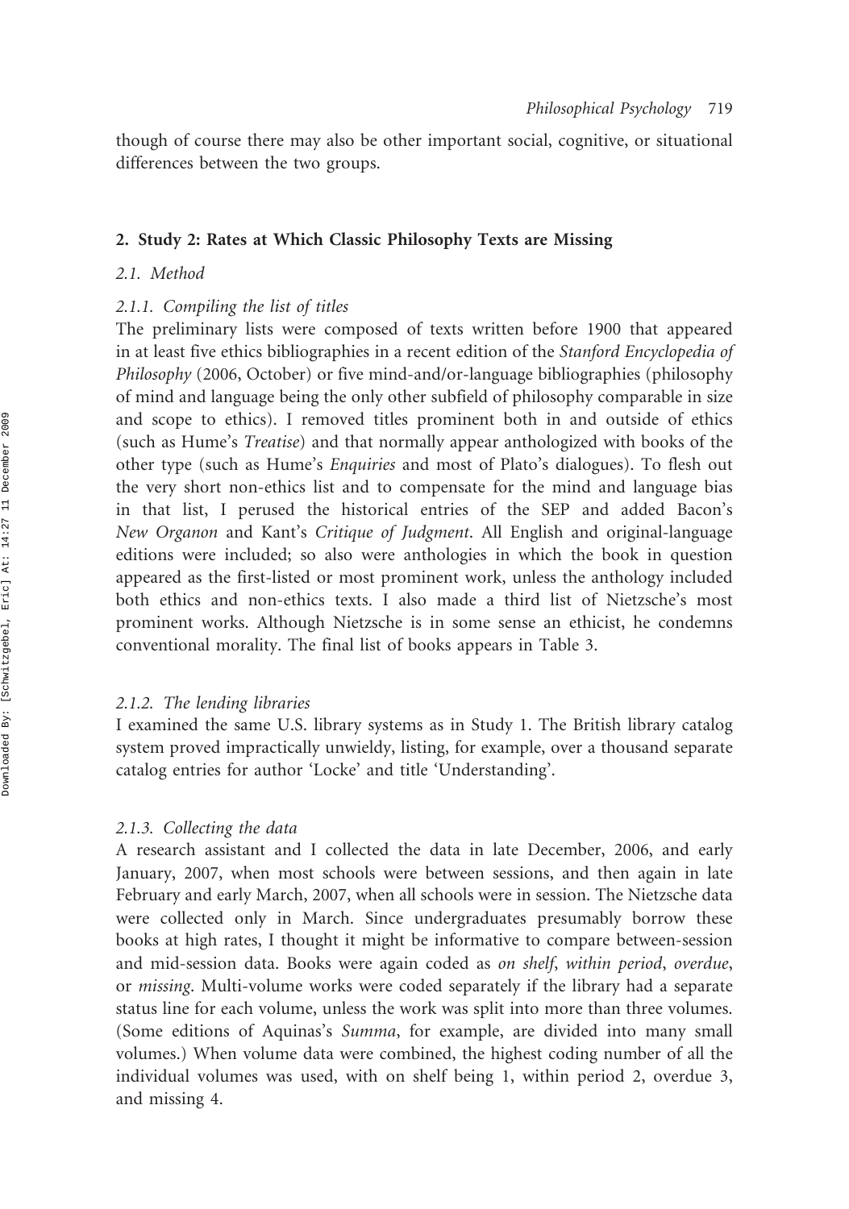though of course there may also be other important social, cognitive, or situational differences between the two groups.

## 2. Study 2: Rates at Which Classic Philosophy Texts are Missing

### 2.1. Method

#### 2.1.1. Compiling the list of titles

The preliminary lists were composed of texts written before 1900 that appeared in at least five ethics bibliographies in a recent edition of the *Stanford Encyclopedia of Philosophy* (2006, October) or five mind-and/or-language bibliographies (philosophy of mind and language being the only other subfield of philosophy comparable in size and scope to ethics). I removed titles prominent both in and outside of ethics (such as Hume's *Treatise*) and that normally appear anthologized with books of the other type (such as Hume's *Enquiries* and most of Plato's dialogues). To flesh out the very short non-ethics list and to compensate for the mind and language bias in that list, I perused the historical entries of the SEP and added Bacon's *New Organon* and Kant's *Critique of Judgment*. All English and original-language editions were included; so also were anthologies in which the book in question appeared as the first-listed or most prominent work, unless the anthology included both ethics and non-ethics texts. I also made a third list of Nietzsche's most prominent works. Although Nietzsche is in some sense an ethicist, he condemns conventional morality. The final list of books appears in Table 3.

#### 2.1.2. The lending libraries

I examined the same U.S. library systems as in Study 1. The British library catalog system proved impractically unwieldy, listing, for example, over a thousand separate catalog entries for author 'Locke' and title 'Understanding'.

#### 2.1.3. Collecting the data

A research assistant and I collected the data in late December, 2006, and early January, 2007, when most schools were between sessions, and then again in late February and early March, 2007, when all schools were in session. The Nietzsche data were collected only in March. Since undergraduates presumably borrow these books at high rates, I thought it might be informative to compare between-session and mid-session data. Books were again coded as *on shelf*, *within period*, *overdue*, or *missing*. Multi-volume works were coded separately if the library had a separate status line for each volume, unless the work was split into more than three volumes. (Some editions of Aquinas's *Summa*, for example, are divided into many small volumes.) When volume data were combined, the highest coding number of all the individual volumes was used, with on shelf being 1, within period 2, overdue 3, and missing 4.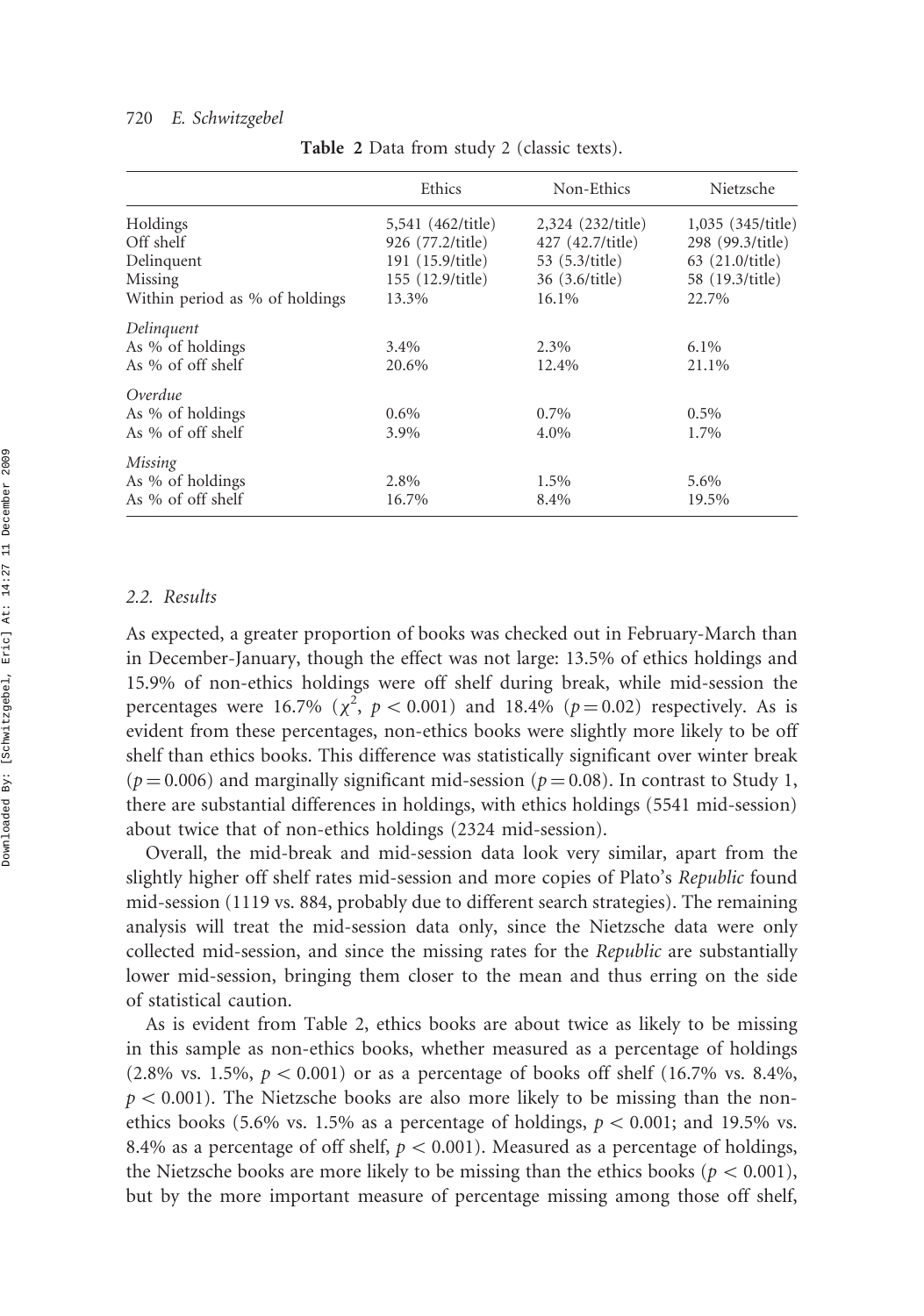Table 2 Data from study 2 (classic texts).

| | Ethics | Non-Ethics | Nietzsche |
|---|---|---|---|
| Holdings | 5,541 (462/title) | 2,324 (232/title) | 1,035 (345/title) |
| Off shelf | 926 (77.2/title) | 427 (42.7/title) | 298 (99.3/title) |
| Delinquent | 191 (15.9/title) | 53 (5.3/title) | 63 (21.0/title) |
| Missing | 155 (12.9/title) | 36 (3.6/title) | 58 (19.3/title) |
| Within period as % of holdings | 13.3% | 16.1% | 22.7% |
| *Delinquent* | | | |
| As % of holdings | 3.4% | 2.3% | 6.1% |
| As % of off shelf | 20.6% | 12.4% | 21.1% |
| *Overdue* | | | |
| As % of holdings | 0.6% | 0.7% | 0.5% |
| As % of off shelf | 3.9% | 4.0% | 1.7% |
| *Missing* | | | |
| As % of holdings | 2.8% | 1.5% | 5.6% |
| As % of off shelf | 16.7% | 8.4% | 19.5% |

### 2.2. Results

As expected, a greater proportion of books was checked out in February-March than in December-January, though the effect was not large: 13.5% of ethics holdings and 15.9% of non-ethics holdings were off shelf during break, while mid-session the percentages were 16.7% ($\chi^2$, $p < 0.001$) and 18.4% ($p = 0.02$) respectively. As is evident from these percentages, non-ethics books were slightly more likely to be off shelf than ethics books. This difference was statistically significant over winter break ($p = 0.006$) and marginally significant mid-session ($p = 0.08$). In contrast to Study 1, there are substantial differences in holdings, with ethics holdings (5541 mid-session) about twice that of non-ethics holdings (2324 mid-session).

Overall, the mid-break and mid-session data look very similar, apart from the slightly higher off shelf rates mid-session and more copies of Plato's *Republic* found mid-session (1119 vs. 884, probably due to different search strategies). The remaining analysis will treat the mid-session data only, since the Nietzsche data were only collected mid-session, and since the missing rates for the *Republic* are substantially lower mid-session, bringing them closer to the mean and thus erring on the side of statistical caution.

As is evident from Table 2, ethics books are about twice as likely to be missing in this sample as non-ethics books, whether measured as a percentage of holdings (2.8% vs. 1.5%, $p < 0.001$) or as a percentage of books off shelf (16.7% vs. 8.4%, $p < 0.001$). The Nietzsche books are also more likely to be missing than the non-ethics books (5.6% vs. 1.5% as a percentage of holdings, $p < 0.001$; and 19.5% vs. 8.4% as a percentage of off shelf, $p < 0.001$). Measured as a percentage of holdings, the Nietzsche books are more likely to be missing than the ethics books ($p < 0.001$), but by the more important measure of percentage missing among those off shelf,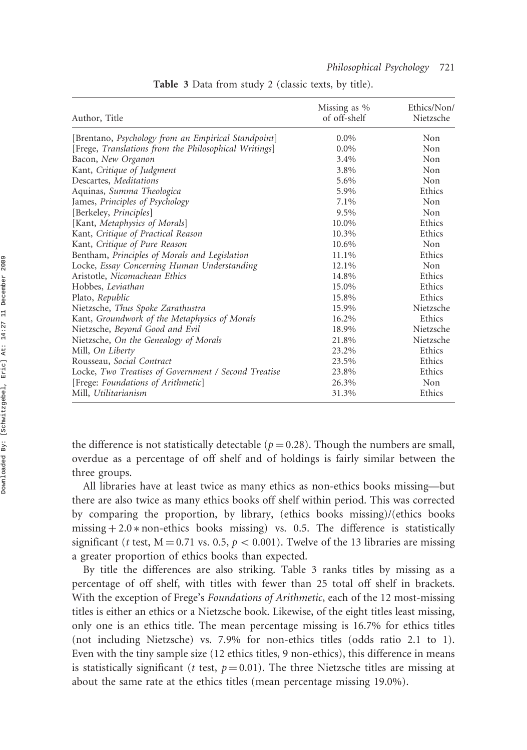**Table 3** Data from study 2 (classic texts, by title).

| Author, Title | Missing as % of off-shelf | Ethics/Non/ Nietzsche |
|---|---|---|
| [Brentano, *Psychology from an Empirical Standpoint*] | 0.0% | Non |
| [Frege, *Translations from the Philosophical Writings*] | 0.0% | Non |
| Bacon, *New Organon* | 3.4% | Non |
| Kant, *Critique of Judgment* | 3.8% | Non |
| Descartes, *Meditations* | 5.6% | Non |
| Aquinas, *Summa Theologica* | 5.9% | Ethics |
| James, *Principles of Psychology* | 7.1% | Non |
| [Berkeley, *Principles*] | 9.5% | Non |
| [Kant, *Metaphysics of Morals*] | 10.0% | Ethics |
| Kant, *Critique of Practical Reason* | 10.3% | Ethics |
| Kant, *Critique of Pure Reason* | 10.6% | Non |
| Bentham, *Principles of Morals and Legislation* | 11.1% | Ethics |
| Locke, *Essay Concerning Human Understanding* | 12.1% | Non |
| Aristotle, *Nicomachean Ethics* | 14.8% | Ethics |
| Hobbes, *Leviathan* | 15.0% | Ethics |
| Plato, *Republic* | 15.8% | Ethics |
| Nietzsche, *Thus Spoke Zarathustra* | 15.9% | Nietzsche |
| Kant, *Groundwork of the Metaphysics of Morals* | 16.2% | Ethics |
| Nietzsche, *Beyond Good and Evil* | 18.9% | Nietzsche |
| Nietzsche, *On the Genealogy of Morals* | 21.8% | Nietzsche |
| Mill, *On Liberty* | 23.2% | Ethics |
| Rousseau, *Social Contract* | 23.5% | Ethics |
| Locke, *Two Treatises of Government / Second Treatise* | 23.8% | Ethics |
| [Frege: *Foundations of Arithmetic*] | 26.3% | Non |
| Mill, *Utilitarianism* | 31.3% | Ethics |

the difference is not statistically detectable ($p = 0.28$). Though the numbers are small, overdue as a percentage of off shelf and of holdings is fairly similar between the three groups.

All libraries have at least twice as many ethics as non-ethics books missing—but there are also twice as many ethics books off shelf within period. This was corrected by comparing the proportion, by library, (ethics books missing)/(ethics books missing $+ 2.0 *$ non-ethics books missing) vs. 0.5. The difference is statistically significant (*t* test, $M = 0.71$ vs. 0.5, $p < 0.001$). Twelve of the 13 libraries are missing a greater proportion of ethics books than expected.

By title the differences are also striking. Table 3 ranks titles by missing as a percentage of off shelf, with titles with fewer than 25 total off shelf in brackets. With the exception of Frege's *Foundations of Arithmetic*, each of the 12 most-missing titles is either an ethics or a Nietzsche book. Likewise, of the eight titles least missing, only one is an ethics title. The mean percentage missing is 16.7% for ethics titles (not including Nietzsche) vs. 7.9% for non-ethics titles (odds ratio 2.1 to 1). Even with the tiny sample size (12 ethics titles, 9 non-ethics), this difference in means is statistically significant (*t* test, $p = 0.01$). The three Nietzsche titles are missing at about the same rate at the ethics titles (mean percentage missing 19.0%).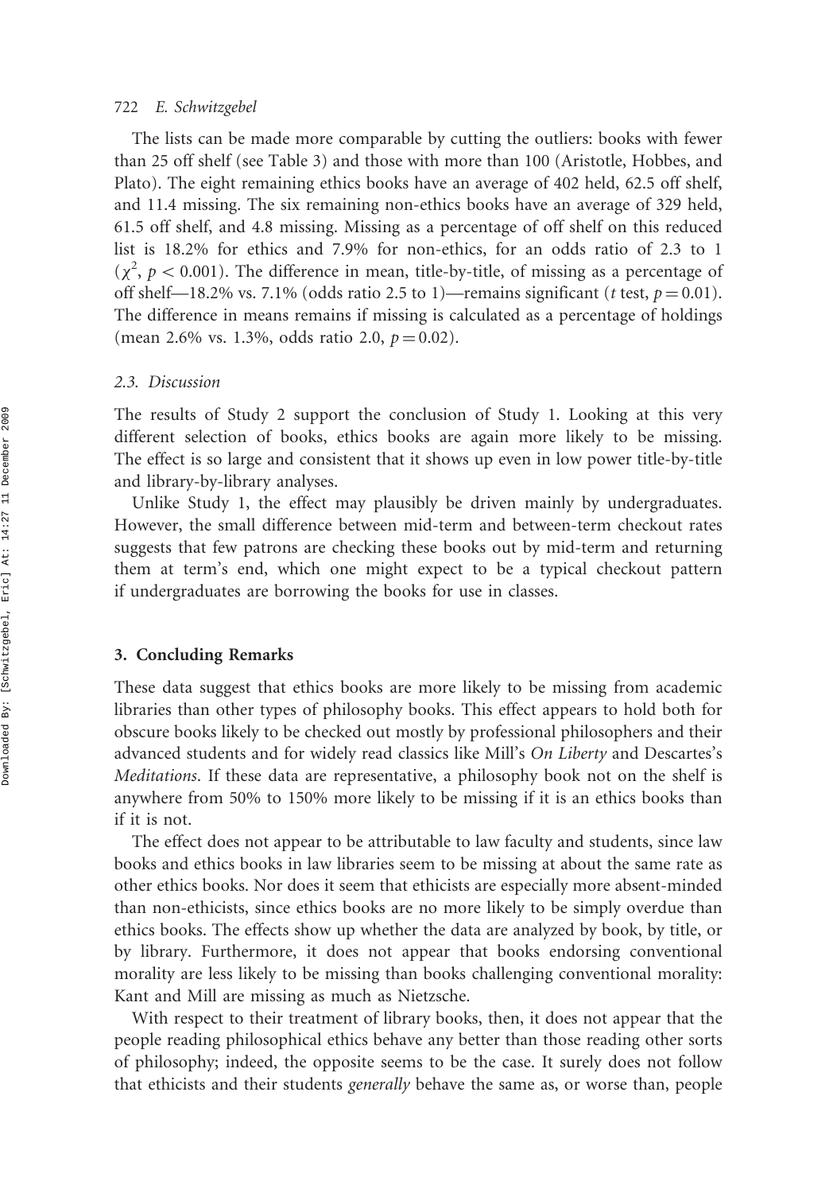The lists can be made more comparable by cutting the outliers: books with fewer than 25 off shelf (see Table 3) and those with more than 100 (Aristotle, Hobbes, and Plato). The eight remaining ethics books have an average of 402 held, 62.5 off shelf, and 11.4 missing. The six remaining non-ethics books have an average of 329 held, 61.5 off shelf, and 4.8 missing. Missing as a percentage of off shelf on this reduced list is 18.2% for ethics and 7.9% for non-ethics, for an odds ratio of 2.3 to 1 ($\chi^2$, $p < 0.001$). The difference in mean, title-by-title, of missing as a percentage of off shelf—18.2% vs. 7.1% (odds ratio 2.5 to 1)—remains significant (*t* test, $p = 0.01$). The difference in means remains if missing is calculated as a percentage of holdings (mean 2.6% vs. 1.3%, odds ratio 2.0, $p = 0.02$).

### *2.3. Discussion*

The results of Study 2 support the conclusion of Study 1. Looking at this very different selection of books, ethics books are again more likely to be missing. The effect is so large and consistent that it shows up even in low power title-by-title and library-by-library analyses.

Unlike Study 1, the effect may plausibly be driven mainly by undergraduates. However, the small difference between mid-term and between-term checkout rates suggests that few patrons are checking these books out by mid-term and returning them at term's end, which one might expect to be a typical checkout pattern if undergraduates are borrowing the books for use in classes.

## 3. Concluding Remarks

These data suggest that ethics books are more likely to be missing from academic libraries than other types of philosophy books. This effect appears to hold both for obscure books likely to be checked out mostly by professional philosophers and their advanced students and for widely read classics like Mill's *On Liberty* and Descartes's *Meditations*. If these data are representative, a philosophy book not on the shelf is anywhere from 50% to 150% more likely to be missing if it is an ethics books than if it is not.

The effect does not appear to be attributable to law faculty and students, since law books and ethics books in law libraries seem to be missing at about the same rate as other ethics books. Nor does it seem that ethicists are especially more absent-minded than non-ethicists, since ethics books are no more likely to be simply overdue than ethics books. The effects show up whether the data are analyzed by book, by title, or by library. Furthermore, it does not appear that books endorsing conventional morality are less likely to be missing than books challenging conventional morality: Kant and Mill are missing as much as Nietzsche.

With respect to their treatment of library books, then, it does not appear that the people reading philosophical ethics behave any better than those reading other sorts of philosophy; indeed, the opposite seems to be the case. It surely does not follow that ethicists and their students *generally* behave the same as, or worse than, people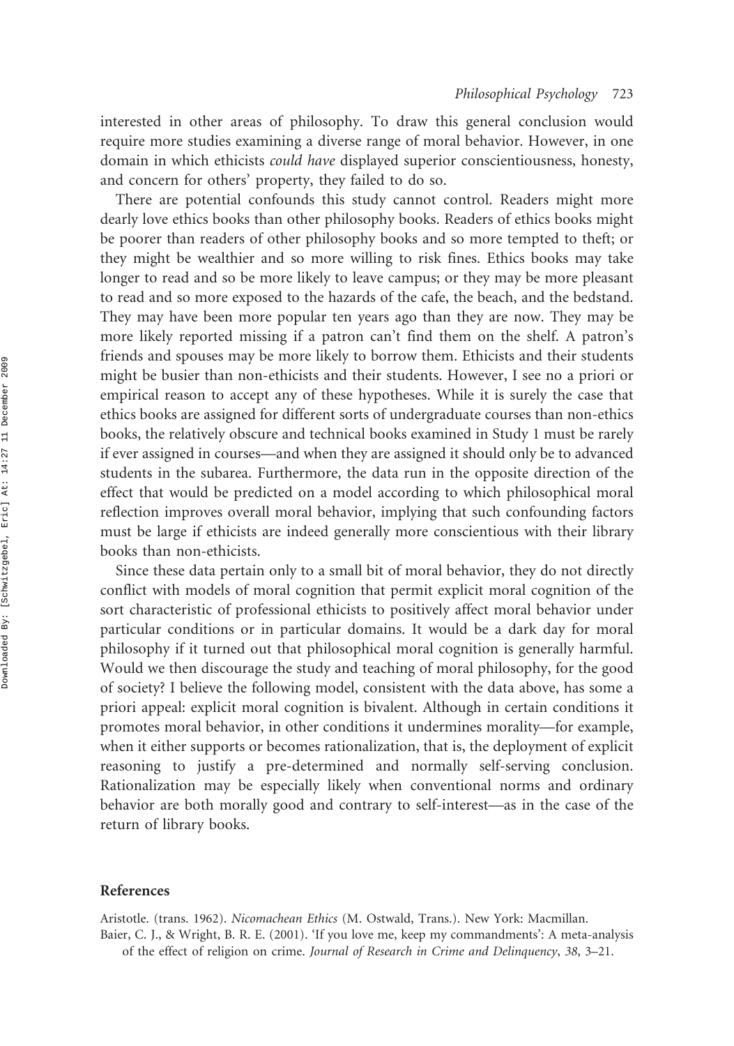interested in other areas of philosophy. To draw this general conclusion would require more studies examining a diverse range of moral behavior. However, in one domain in which ethicists *could have* displayed superior conscientiousness, honesty, and concern for others' property, they failed to do so.

There are potential confounds this study cannot control. Readers might more dearly love ethics books than other philosophy books. Readers of ethics books might be poorer than readers of other philosophy books and so more tempted to theft; or they might be wealthier and so more willing to risk fines. Ethics books may take longer to read and so be more likely to leave campus; or they may be more pleasant to read and so more exposed to the hazards of the cafe, the beach, and the bedstand. They may have been more popular ten years ago than they are now. They may be more likely reported missing if a patron can't find them on the shelf. A patron's friends and spouses may be more likely to borrow them. Ethicists and their students might be busier than non-ethicists and their students. However, I see no a priori or empirical reason to accept any of these hypotheses. While it is surely the case that ethics books are assigned for different sorts of undergraduate courses than non-ethics books, the relatively obscure and technical books examined in Study 1 must be rarely if ever assigned in courses—and when they are assigned it should only be to advanced students in the subarea. Furthermore, the data run in the opposite direction of the effect that would be predicted on a model according to which philosophical moral reflection improves overall moral behavior, implying that such confounding factors must be large if ethicists are indeed generally more conscientious with their library books than non-ethicists.

Since these data pertain only to a small bit of moral behavior, they do not directly conflict with models of moral cognition that permit explicit moral cognition of the sort characteristic of professional ethicists to positively affect moral behavior under particular conditions or in particular domains. It would be a dark day for moral philosophy if it turned out that philosophical moral cognition is generally harmful. Would we then discourage the study and teaching of moral philosophy, for the good of society? I believe the following model, consistent with the data above, has some a priori appeal: explicit moral cognition is bivalent. Although in certain conditions it promotes moral behavior, in other conditions it undermines morality—for example, when it either supports or becomes rationalization, that is, the deployment of explicit reasoning to justify a pre-determined and normally self-serving conclusion. Rationalization may be especially likely when conventional norms and ordinary behavior are both morally good and contrary to self-interest—as in the case of the return of library books.

## References

Aristotle. (trans. 1962). *Nicomachean Ethics* (M. Ostwald, Trans.). New York: Macmillan.

Baier, C. J., & Wright, B. R. E. (2001). 'If you love me, keep my commandments': A meta-analysis of the effect of religion on crime. *Journal of Research in Crime and Delinquency*, *38*, 3–21.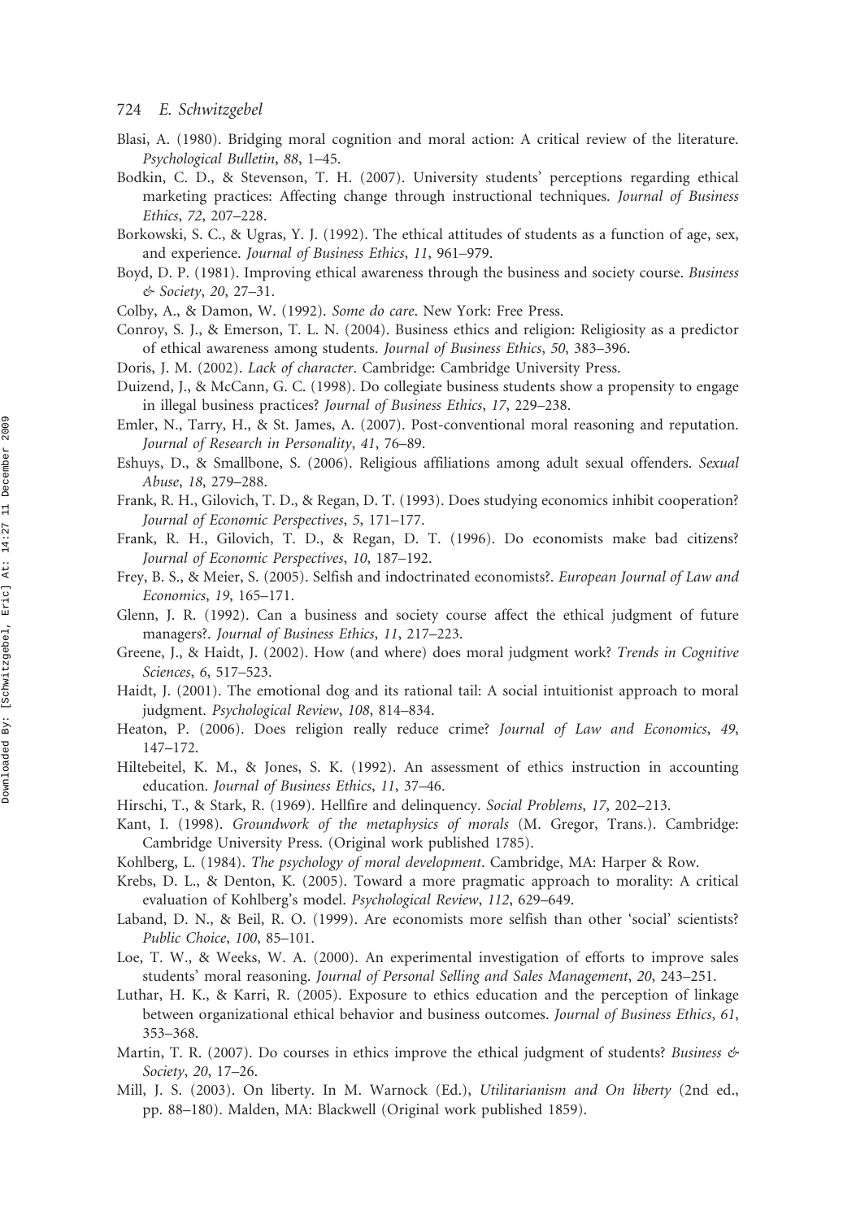Blasi, A. (1980). Bridging moral cognition and moral action: A critical review of the literature. *Psychological Bulletin*, *88*, 1–45.

Bodkin, C. D., & Stevenson, T. H. (2007). University students' perceptions regarding ethical marketing practices: Affecting change through instructional techniques. *Journal of Business Ethics*, *72*, 207–228.

Borkowski, S. C., & Ugras, Y. J. (1992). The ethical attitudes of students as a function of age, sex, and experience. *Journal of Business Ethics*, *11*, 961–979.

Boyd, D. P. (1981). Improving ethical awareness through the business and society course. *Business & Society*, *20*, 27–31.

Colby, A., & Damon, W. (1992). *Some do care*. New York: Free Press.

Conroy, S. J., & Emerson, T. L. N. (2004). Business ethics and religion: Religiosity as a predictor of ethical awareness among students. *Journal of Business Ethics*, *50*, 383–396.

Doris, J. M. (2002). *Lack of character*. Cambridge: Cambridge University Press.

Duizend, J., & McCann, G. C. (1998). Do collegiate business students show a propensity to engage in illegal business practices? *Journal of Business Ethics*, *17*, 229–238.

Emler, N., Tarry, H., & St. James, A. (2007). Post-conventional moral reasoning and reputation. *Journal of Research in Personality*, *41*, 76–89.

Eshuys, D., & Smallbone, S. (2006). Religious affiliations among adult sexual offenders. *Sexual Abuse*, *18*, 279–288.

Frank, R. H., Gilovich, T. D., & Regan, D. T. (1993). Does studying economics inhibit cooperation? *Journal of Economic Perspectives*, *5*, 171–177.

Frank, R. H., Gilovich, T. D., & Regan, D. T. (1996). Do economists make bad citizens? *Journal of Economic Perspectives*, *10*, 187–192.

Frey, B. S., & Meier, S. (2005). Selfish and indoctrinated economists?. *European Journal of Law and Economics*, *19*, 165–171.

Glenn, J. R. (1992). Can a business and society course affect the ethical judgment of future managers?. *Journal of Business Ethics*, *11*, 217–223.

Greene, J., & Haidt, J. (2002). How (and where) does moral judgment work? *Trends in Cognitive Sciences*, *6*, 517–523.

Haidt, J. (2001). The emotional dog and its rational tail: A social intuitionist approach to moral judgment. *Psychological Review*, *108*, 814–834.

Heaton, P. (2006). Does religion really reduce crime? *Journal of Law and Economics*, *49*, 147–172.

Hiltebeitel, K. M., & Jones, S. K. (1992). An assessment of ethics instruction in accounting education. *Journal of Business Ethics*, *11*, 37–46.

Hirschi, T., & Stark, R. (1969). Hellfire and delinquency. *Social Problems*, *17*, 202–213.

Kant, I. (1998). *Groundwork of the metaphysics of morals* (M. Gregor, Trans.). Cambridge: Cambridge University Press. (Original work published 1785).

Kohlberg, L. (1984). *The psychology of moral development*. Cambridge, MA: Harper & Row.

Krebs, D. L., & Denton, K. (2005). Toward a more pragmatic approach to morality: A critical evaluation of Kohlberg's model. *Psychological Review*, *112*, 629–649.

Laband, D. N., & Beil, R. O. (1999). Are economists more selfish than other 'social' scientists? *Public Choice*, *100*, 85–101.

Loe, T. W., & Weeks, W. A. (2000). An experimental investigation of efforts to improve sales students' moral reasoning. *Journal of Personal Selling and Sales Management*, *20*, 243–251.

Luthar, H. K., & Karri, R. (2005). Exposure to ethics education and the perception of linkage between organizational ethical behavior and business outcomes. *Journal of Business Ethics*, *61*, 353–368.

Martin, T. R. (2007). Do courses in ethics improve the ethical judgment of students? *Business & Society*, *20*, 17–26.

Mill, J. S. (2003). On liberty. In M. Warnock (Ed.), *Utilitarianism and On liberty* (2nd ed., pp. 88–180). Malden, MA: Blackwell (Original work published 1859).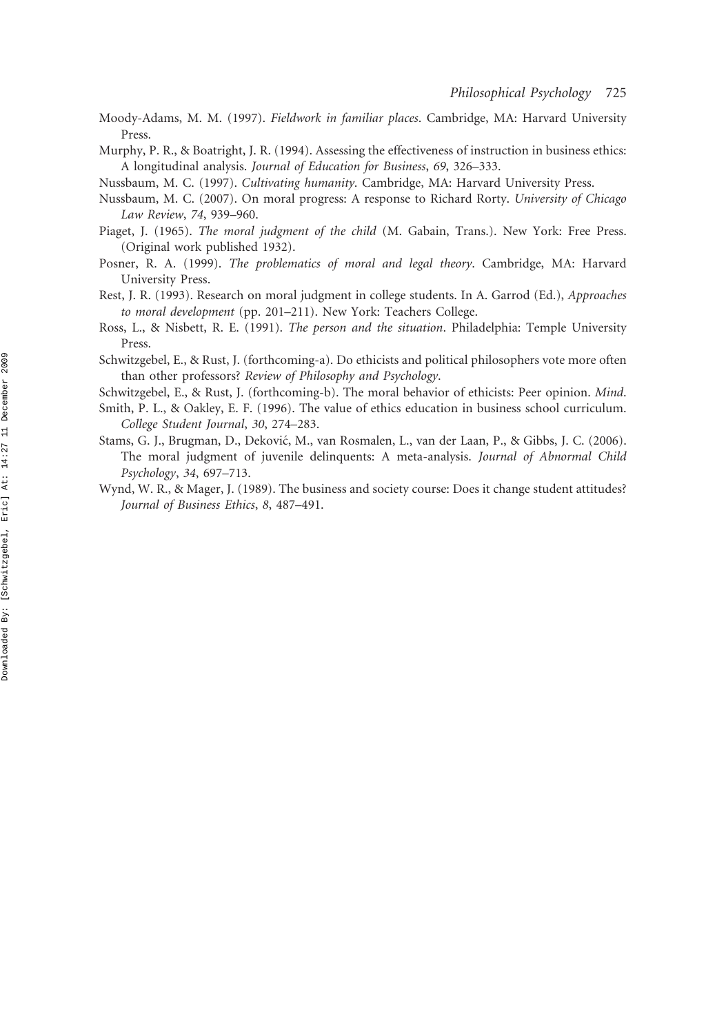Moody-Adams, M. M. (1997). *Fieldwork in familiar places*. Cambridge, MA: Harvard University Press.

Murphy, P. R., & Boatright, J. R. (1994). Assessing the effectiveness of instruction in business ethics: A longitudinal analysis. *Journal of Education for Business*, *69*, 326–333.

Nussbaum, M. C. (1997). *Cultivating humanity*. Cambridge, MA: Harvard University Press.

Nussbaum, M. C. (2007). On moral progress: A response to Richard Rorty. *University of Chicago Law Review*, *74*, 939–960.

Piaget, J. (1965). *The moral judgment of the child* (M. Gabain, Trans.). New York: Free Press. (Original work published 1932).

Posner, R. A. (1999). *The problematics of moral and legal theory*. Cambridge, MA: Harvard University Press.

Rest, J. R. (1993). Research on moral judgment in college students. In A. Garrod (Ed.), *Approaches to moral development* (pp. 201–211). New York: Teachers College.

Ross, L., & Nisbett, R. E. (1991). *The person and the situation*. Philadelphia: Temple University Press.

Schwitzgebel, E., & Rust, J. (forthcoming-a). Do ethicists and political philosophers vote more often than other professors? *Review of Philosophy and Psychology*.

Schwitzgebel, E., & Rust, J. (forthcoming-b). The moral behavior of ethicists: Peer opinion. *Mind*.

Smith, P. L., & Oakley, E. F. (1996). The value of ethics education in business school curriculum. *College Student Journal*, *30*, 274–283.

Stams, G. J., Brugman, D., Deković, M., van Rosmalen, L., van der Laan, P., & Gibbs, J. C. (2006). The moral judgment of juvenile delinquents: A meta-analysis. *Journal of Abnormal Child Psychology*, *34*, 697–713.

Wynd, W. R., & Mager, J. (1989). The business and society course: Does it change student attitudes? *Journal of Business Ethics*, *8*, 487–491.